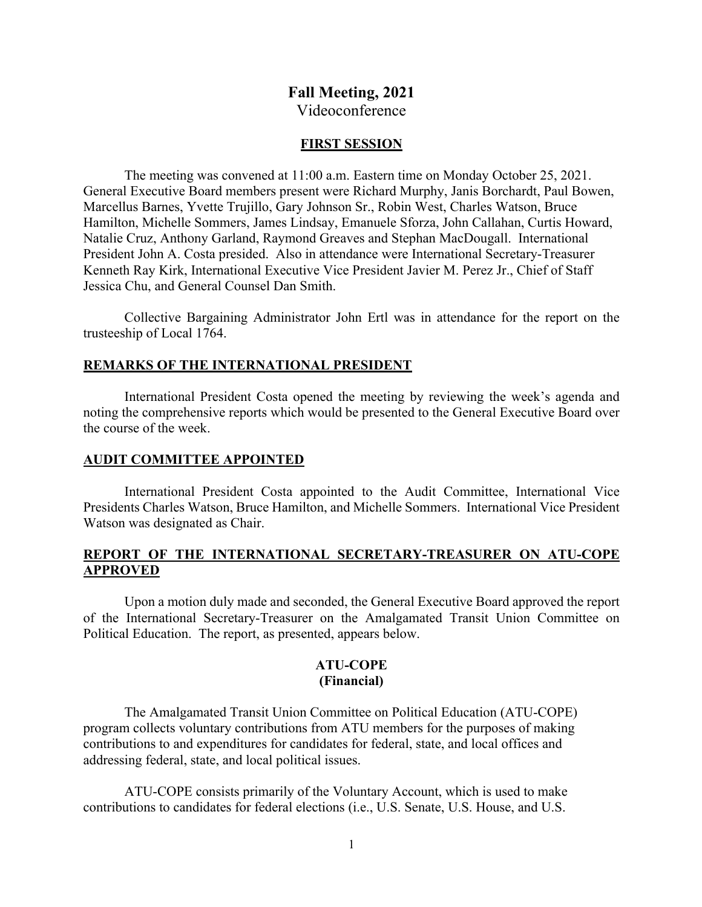# Fall Meeting, 2021

Videoconference

## FIRST SESSION

The meeting was convened at 11:00 a.m. Eastern time on Monday October 25, 2021. General Executive Board members present were Richard Murphy, Janis Borchardt, Paul Bowen, Marcellus Barnes, Yvette Trujillo, Gary Johnson Sr., Robin West, Charles Watson, Bruce Hamilton, Michelle Sommers, James Lindsay, Emanuele Sforza, John Callahan, Curtis Howard, Natalie Cruz, Anthony Garland, Raymond Greaves and Stephan MacDougall. International President John A. Costa presided. Also in attendance were International Secretary-Treasurer Kenneth Ray Kirk, International Executive Vice President Javier M. Perez Jr., Chief of Staff Jessica Chu, and General Counsel Dan Smith.

Collective Bargaining Administrator John Ertl was in attendance for the report on the trusteeship of Local 1764.

## REMARKS OF THE INTERNATIONAL PRESIDENT

International President Costa opened the meeting by reviewing the week's agenda and noting the comprehensive reports which would be presented to the General Executive Board over the course of the week.

## AUDIT COMMITTEE APPOINTED

International President Costa appointed to the Audit Committee, International Vice Presidents Charles Watson, Bruce Hamilton, and Michelle Sommers. International Vice President Watson was designated as Chair.

## REPORT OF THE INTERNATIONAL SECRETARY-TREASURER ON ATU-COPE APPROVED

Upon a motion duly made and seconded, the General Executive Board approved the report of the International Secretary-Treasurer on the Amalgamated Transit Union Committee on Political Education. The report, as presented, appears below.

### ATU-COPE
### (Financial)

The Amalgamated Transit Union Committee on Political Education (ATU-COPE) program collects voluntary contributions from ATU members for the purposes of making contributions to and expenditures for candidates for federal, state, and local offices and addressing federal, state, and local political issues.

ATU-COPE consists primarily of the Voluntary Account, which is used to make contributions to candidates for federal elections (i.e., U.S. Senate, U.S. House, and U.S.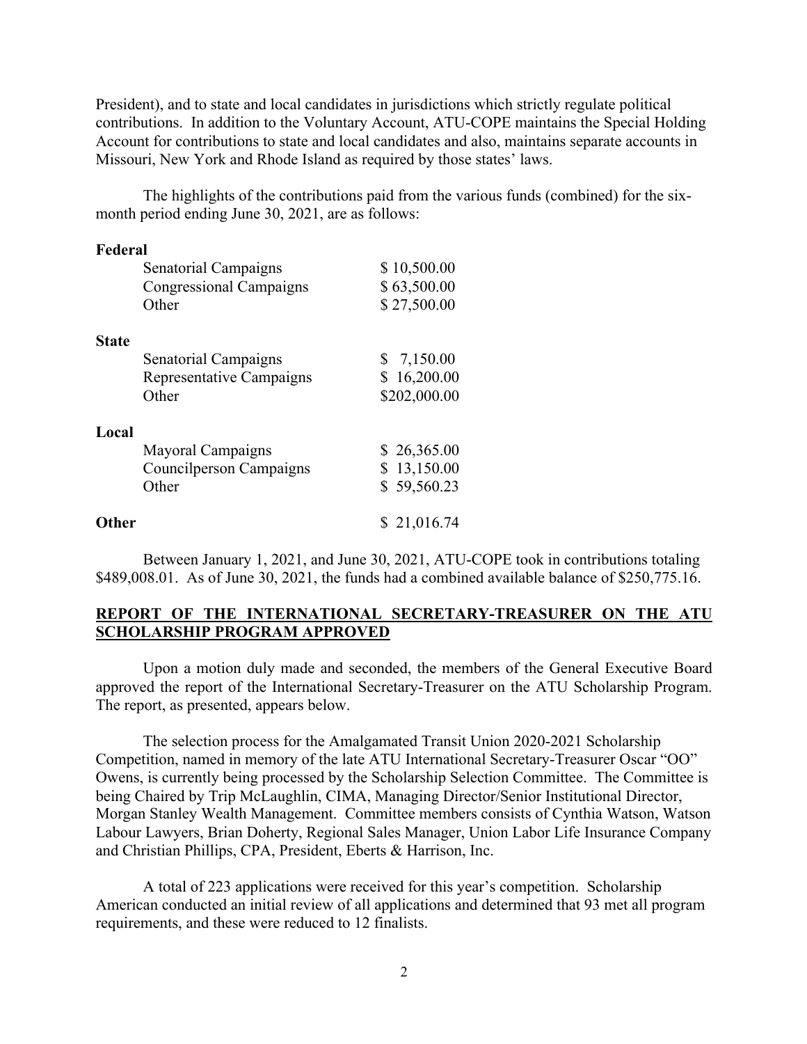President), and to state and local candidates in jurisdictions which strictly regulate political contributions. In addition to the Voluntary Account, ATU-COPE maintains the Special Holding Account for contributions to state and local candidates and also, maintains separate accounts in Missouri, New York and Rhode Island as required by those states' laws.

The highlights of the contributions paid from the various funds (combined) for the six-month period ending June 30, 2021, are as follows:

| | |
|---|---|
| **Federal** | |
| Senatorial Campaigns | $ 10,500.00 |
| Congressional Campaigns | $ 63,500.00 |
| Other | $ 27,500.00 |
| **State** | |
| Senatorial Campaigns | $ 7,150.00 |
| Representative Campaigns | $ 16,200.00 |
| Other | $202,000.00 |
| **Local** | |
| Mayoral Campaigns | $ 26,365.00 |
| Councilperson Campaigns | $ 13,150.00 |
| Other | $ 59,560.23 |
| **Other** | $ 21,016.74 |

Between January 1, 2021, and June 30, 2021, ATU-COPE took in contributions totaling $489,008.01. As of June 30, 2021, the funds had a combined available balance of $250,775.16.

## REPORT OF THE INTERNATIONAL SECRETARY-TREASURER ON THE ATU SCHOLARSHIP PROGRAM APPROVED

Upon a motion duly made and seconded, the members of the General Executive Board approved the report of the International Secretary-Treasurer on the ATU Scholarship Program. The report, as presented, appears below.

The selection process for the Amalgamated Transit Union 2020-2021 Scholarship Competition, named in memory of the late ATU International Secretary-Treasurer Oscar "OO" Owens, is currently being processed by the Scholarship Selection Committee. The Committee is being Chaired by Trip McLaughlin, CIMA, Managing Director/Senior Institutional Director, Morgan Stanley Wealth Management. Committee members consists of Cynthia Watson, Watson Labour Lawyers, Brian Doherty, Regional Sales Manager, Union Labor Life Insurance Company and Christian Phillips, CPA, President, Eberts & Harrison, Inc.

A total of 223 applications were received for this year's competition. Scholarship American conducted an initial review of all applications and determined that 93 met all program requirements, and these were reduced to 12 finalists.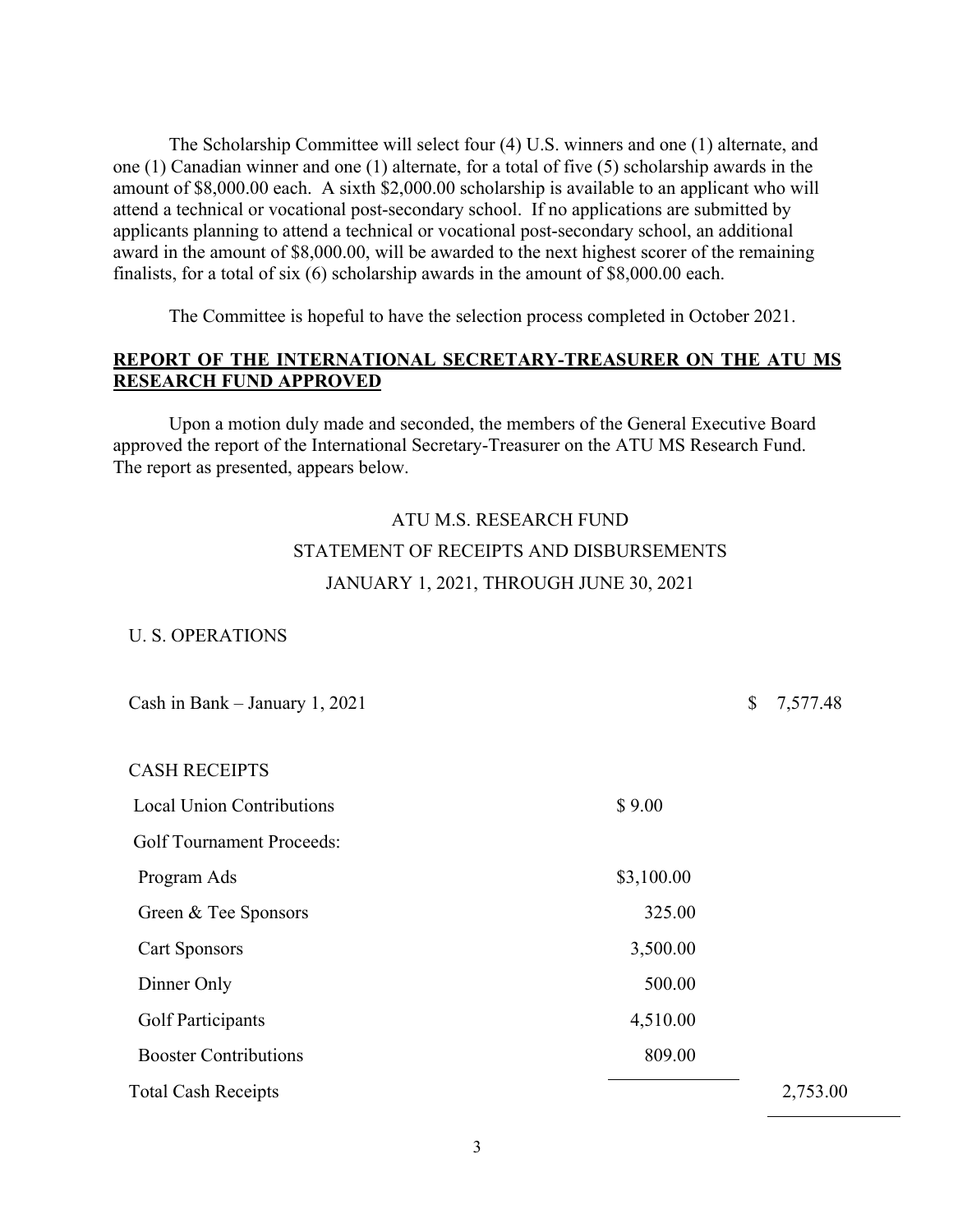The Scholarship Committee will select four (4) U.S. winners and one (1) alternate, and one (1) Canadian winner and one (1) alternate, for a total of five (5) scholarship awards in the amount of $8,000.00 each. A sixth $2,000.00 scholarship is available to an applicant who will attend a technical or vocational post-secondary school. If no applications are submitted by applicants planning to attend a technical or vocational post-secondary school, an additional award in the amount of $8,000.00, will be awarded to the next highest scorer of the remaining finalists, for a total of six (6) scholarship awards in the amount of $8,000.00 each.

The Committee is hopeful to have the selection process completed in October 2021.

**REPORT OF THE INTERNATIONAL SECRETARY-TREASURER ON THE ATU MS RESEARCH FUND APPROVED**

Upon a motion duly made and seconded, the members of the General Executive Board approved the report of the International Secretary-Treasurer on the ATU MS Research Fund. The report as presented, appears below.

ATU M.S. RESEARCH FUND

STATEMENT OF RECEIPTS AND DISBURSEMENTS

JANUARY 1, 2021, THROUGH JUNE 30, 2021

U. S. OPERATIONS

| | | |
|---|---|---|
| Cash in Bank – January 1, 2021 | | $ 7,577.48 |
| CASH RECEIPTS | | |
| Local Union Contributions | $ 9.00 | |
| Golf Tournament Proceeds: | | |
| Program Ads | $3,100.00 | |
| Green & Tee Sponsors | 325.00 | |
| Cart Sponsors | 3,500.00 | |
| Dinner Only | 500.00 | |
| Golf Participants | 4,510.00 | |
| Booster Contributions | 809.00 | |
| Total Cash Receipts | | 2,753.00 |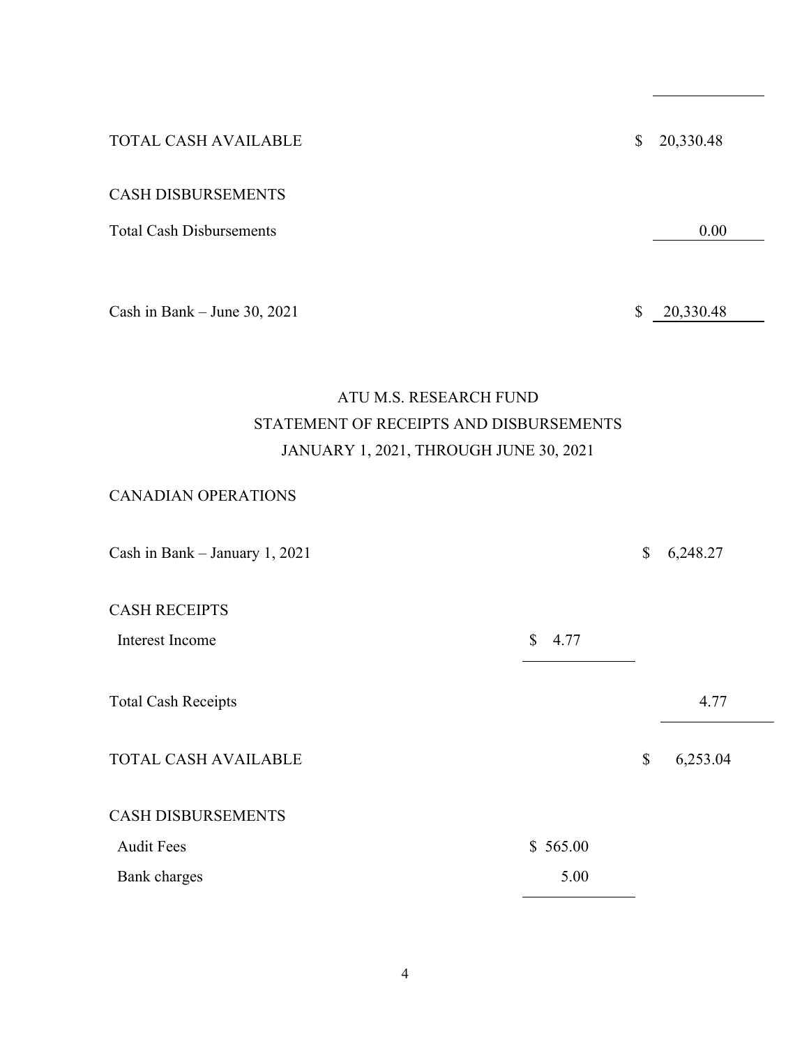| | | |
|---|---|---|
| TOTAL CASH AVAILABLE | | $ 20,330.48 |
| CASH DISBURSEMENTS | | |
| Total Cash Disbursements | | 0.00 |
| Cash in Bank – June 30, 2021 | | $ 20,330.48 |

## ATU M.S. RESEARCH FUND
## STATEMENT OF RECEIPTS AND DISBURSEMENTS
## JANUARY 1, 2021, THROUGH JUNE 30, 2021

CANADIAN OPERATIONS

| | | |
|---|---|---|
| Cash in Bank – January 1, 2021 | | $ 6,248.27 |
| CASH RECEIPTS | | |
| Interest Income | $ 4.77 | |
| Total Cash Receipts | | 4.77 |
| TOTAL CASH AVAILABLE | | $ 6,253.04 |
| CASH DISBURSEMENTS | | |
| Audit Fees | $ 565.00 | |
| Bank charges | 5.00 | |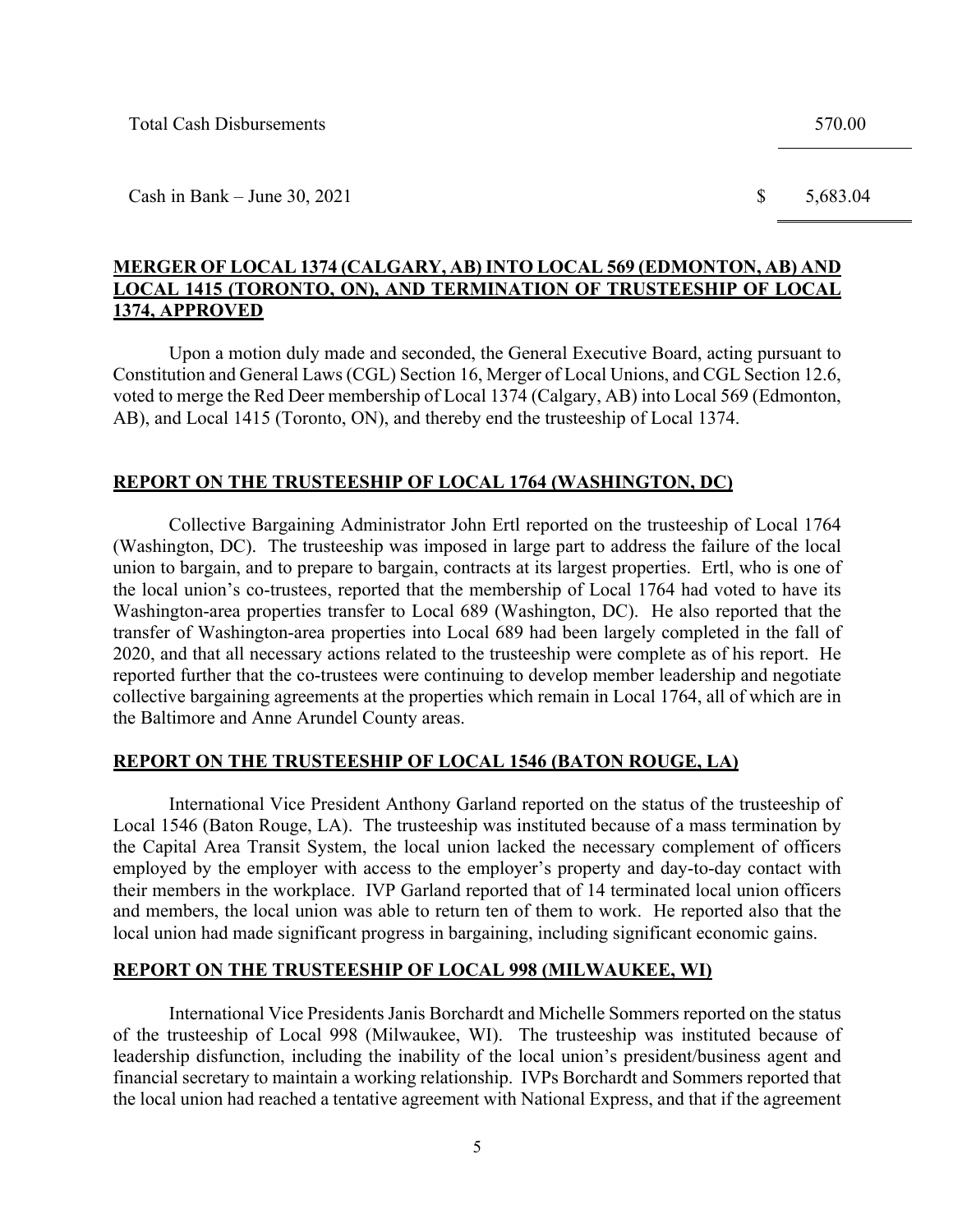| | |
|---|---|
| Total Cash Disbursements | 570.00 |
| Cash in Bank – June 30, 2021 | $ 5,683.04 |

**MERGER OF LOCAL 1374 (CALGARY, AB) INTO LOCAL 569 (EDMONTON, AB) AND LOCAL 1415 (TORONTO, ON), AND TERMINATION OF TRUSTEESHIP OF LOCAL 1374, APPROVED**

Upon a motion duly made and seconded, the General Executive Board, acting pursuant to Constitution and General Laws (CGL) Section 16, Merger of Local Unions, and CGL Section 12.6, voted to merge the Red Deer membership of Local 1374 (Calgary, AB) into Local 569 (Edmonton, AB), and Local 1415 (Toronto, ON), and thereby end the trusteeship of Local 1374.

**REPORT ON THE TRUSTEESHIP OF LOCAL 1764 (WASHINGTON, DC)**

Collective Bargaining Administrator John Ertl reported on the trusteeship of Local 1764 (Washington, DC). The trusteeship was imposed in large part to address the failure of the local union to bargain, and to prepare to bargain, contracts at its largest properties. Ertl, who is one of the local union's co-trustees, reported that the membership of Local 1764 had voted to have its Washington-area properties transfer to Local 689 (Washington, DC). He also reported that the transfer of Washington-area properties into Local 689 had been largely completed in the fall of 2020, and that all necessary actions related to the trusteeship were complete as of his report. He reported further that the co-trustees were continuing to develop member leadership and negotiate collective bargaining agreements at the properties which remain in Local 1764, all of which are in the Baltimore and Anne Arundel County areas.

**REPORT ON THE TRUSTEESHIP OF LOCAL 1546 (BATON ROUGE, LA)**

International Vice President Anthony Garland reported on the status of the trusteeship of Local 1546 (Baton Rouge, LA). The trusteeship was instituted because of a mass termination by the Capital Area Transit System, the local union lacked the necessary complement of officers employed by the employer with access to the employer's property and day-to-day contact with their members in the workplace. IVP Garland reported that of 14 terminated local union officers and members, the local union was able to return ten of them to work. He reported also that the local union had made significant progress in bargaining, including significant economic gains.

**REPORT ON THE TRUSTEESHIP OF LOCAL 998 (MILWAUKEE, WI)**

International Vice Presidents Janis Borchardt and Michelle Sommers reported on the status of the trusteeship of Local 998 (Milwaukee, WI). The trusteeship was instituted because of leadership disfunction, including the inability of the local union's president/business agent and financial secretary to maintain a working relationship. IVPs Borchardt and Sommers reported that the local union had reached a tentative agreement with National Express, and that if the agreement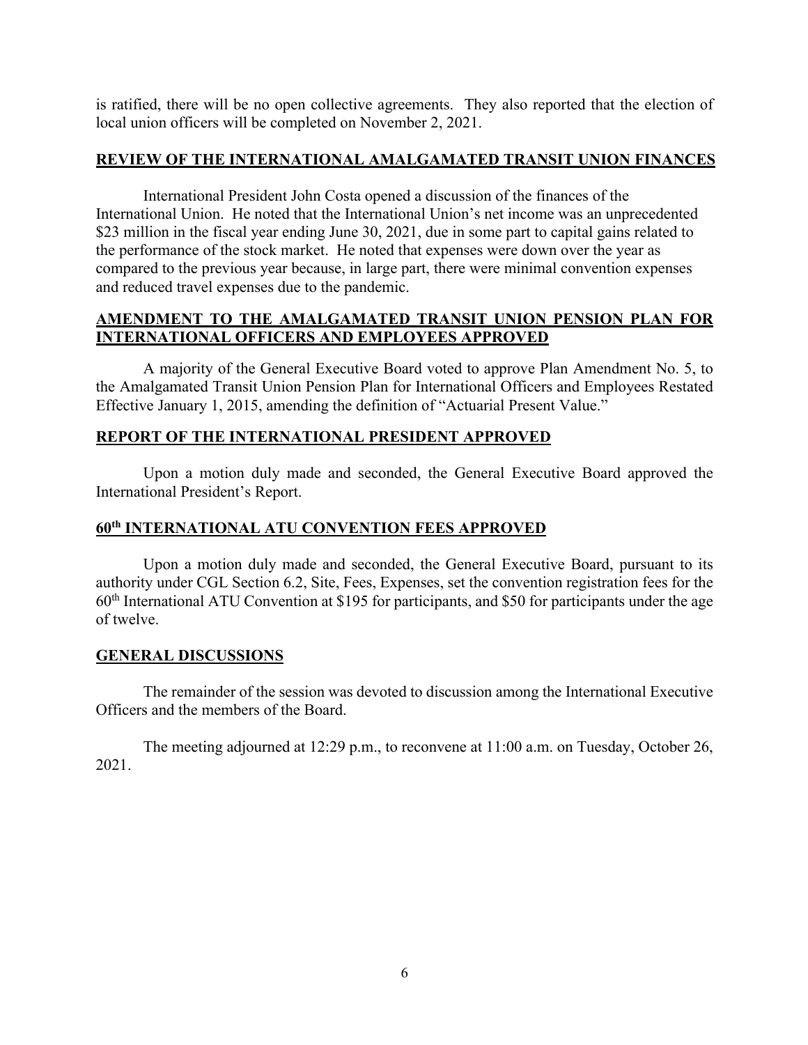is ratified, there will be no open collective agreements. They also reported that the election of local union officers will be completed on November 2, 2021.

## REVIEW OF THE INTERNATIONAL AMALGAMATED TRANSIT UNION FINANCES

International President John Costa opened a discussion of the finances of the International Union. He noted that the International Union's net income was an unprecedented $23 million in the fiscal year ending June 30, 2021, due in some part to capital gains related to the performance of the stock market. He noted that expenses were down over the year as compared to the previous year because, in large part, there were minimal convention expenses and reduced travel expenses due to the pandemic.

## AMENDMENT TO THE AMALGAMATED TRANSIT UNION PENSION PLAN FOR INTERNATIONAL OFFICERS AND EMPLOYEES APPROVED

A majority of the General Executive Board voted to approve Plan Amendment No. 5, to the Amalgamated Transit Union Pension Plan for International Officers and Employees Restated Effective January 1, 2015, amending the definition of "Actuarial Present Value."

## REPORT OF THE INTERNATIONAL PRESIDENT APPROVED

Upon a motion duly made and seconded, the General Executive Board approved the International President's Report.

## 60th INTERNATIONAL ATU CONVENTION FEES APPROVED

Upon a motion duly made and seconded, the General Executive Board, pursuant to its authority under CGL Section 6.2, Site, Fees, Expenses, set the convention registration fees for the 60th International ATU Convention at $195 for participants, and $50 for participants under the age of twelve.

## GENERAL DISCUSSIONS

The remainder of the session was devoted to discussion among the International Executive Officers and the members of the Board.

The meeting adjourned at 12:29 p.m., to reconvene at 11:00 a.m. on Tuesday, October 26, 2021.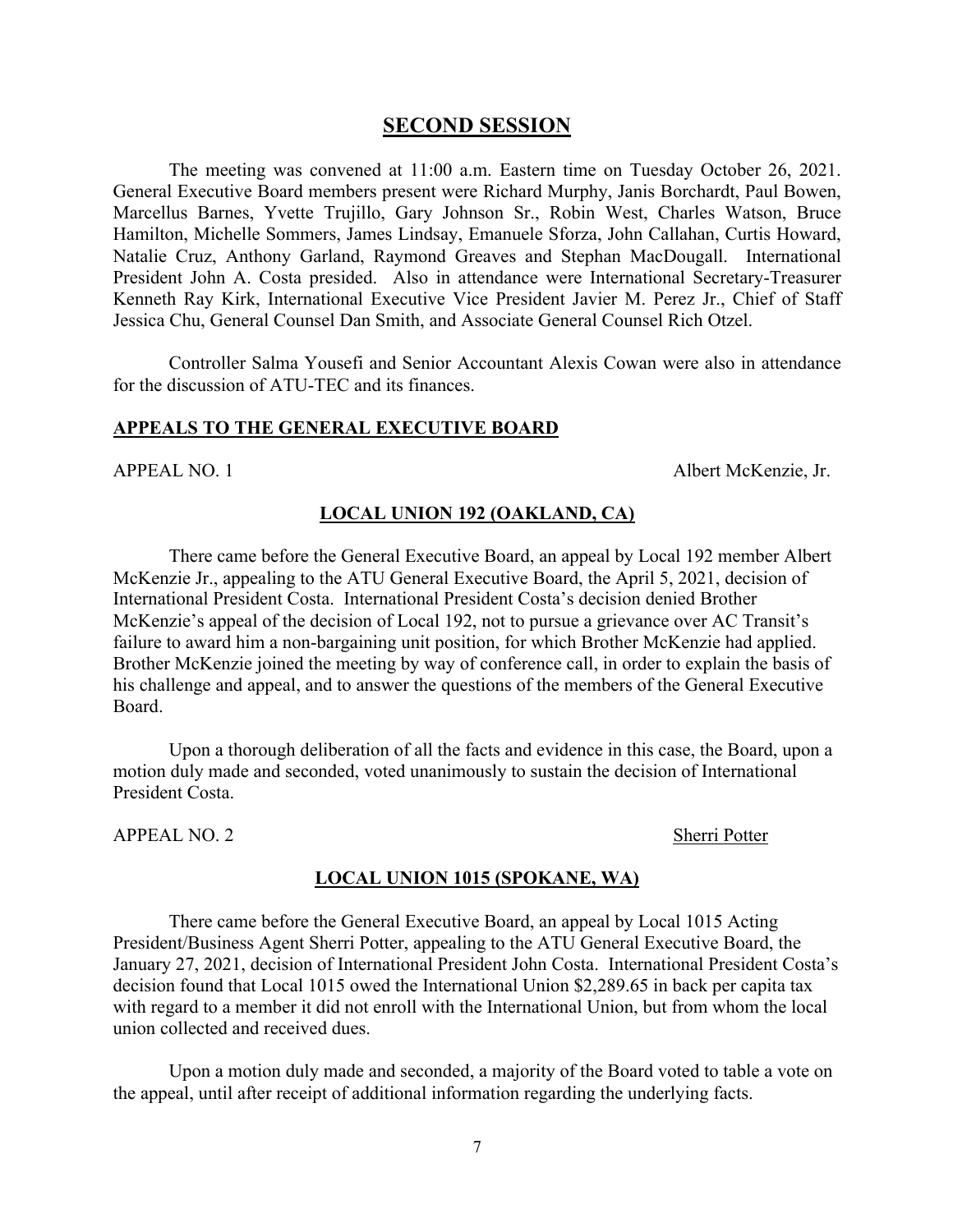## SECOND SESSION

The meeting was convened at 11:00 a.m. Eastern time on Tuesday October 26, 2021. General Executive Board members present were Richard Murphy, Janis Borchardt, Paul Bowen, Marcellus Barnes, Yvette Trujillo, Gary Johnson Sr., Robin West, Charles Watson, Bruce Hamilton, Michelle Sommers, James Lindsay, Emanuele Sforza, John Callahan, Curtis Howard, Natalie Cruz, Anthony Garland, Raymond Greaves and Stephan MacDougall. International President John A. Costa presided. Also in attendance were International Secretary-Treasurer Kenneth Ray Kirk, International Executive Vice President Javier M. Perez Jr., Chief of Staff Jessica Chu, General Counsel Dan Smith, and Associate General Counsel Rich Otzel.

Controller Salma Yousefi and Senior Accountant Alexis Cowan were also in attendance for the discussion of ATU-TEC and its finances.

### APPEALS TO THE GENERAL EXECUTIVE BOARD

APPEAL NO. 1 Albert McKenzie, Jr.

#### LOCAL UNION 192 (OAKLAND, CA)

There came before the General Executive Board, an appeal by Local 192 member Albert McKenzie Jr., appealing to the ATU General Executive Board, the April 5, 2021, decision of International President Costa. International President Costa's decision denied Brother McKenzie's appeal of the decision of Local 192, not to pursue a grievance over AC Transit's failure to award him a non-bargaining unit position, for which Brother McKenzie had applied. Brother McKenzie joined the meeting by way of conference call, in order to explain the basis of his challenge and appeal, and to answer the questions of the members of the General Executive Board.

Upon a thorough deliberation of all the facts and evidence in this case, the Board, upon a motion duly made and seconded, voted unanimously to sustain the decision of International President Costa.

APPEAL NO. 2 Sherri Potter

#### LOCAL UNION 1015 (SPOKANE, WA)

There came before the General Executive Board, an appeal by Local 1015 Acting President/Business Agent Sherri Potter, appealing to the ATU General Executive Board, the January 27, 2021, decision of International President John Costa. International President Costa's decision found that Local 1015 owed the International Union $2,289.65 in back per capita tax with regard to a member it did not enroll with the International Union, but from whom the local union collected and received dues.

Upon a motion duly made and seconded, a majority of the Board voted to table a vote on the appeal, until after receipt of additional information regarding the underlying facts.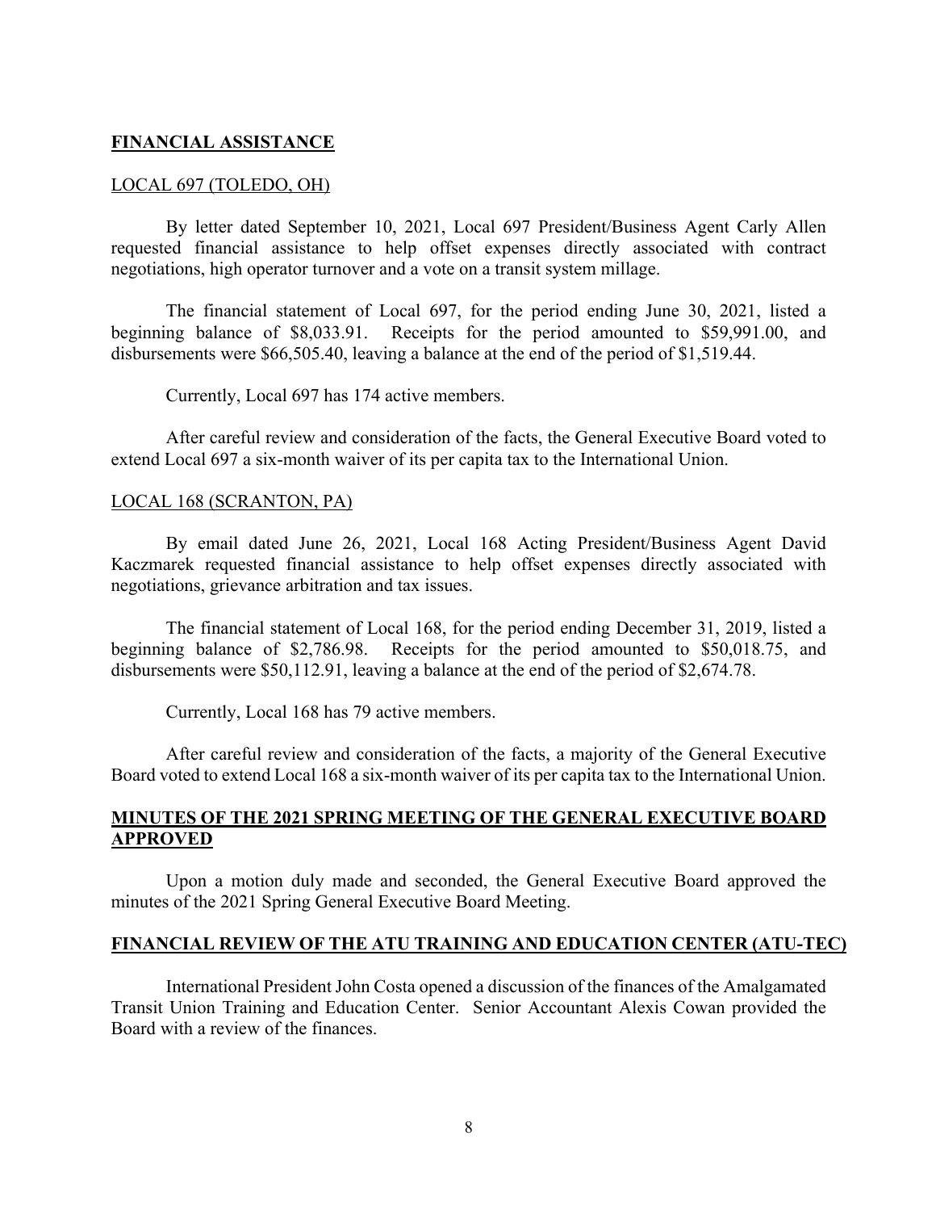## FINANCIAL ASSISTANCE

### LOCAL 697 (TOLEDO, OH)

By letter dated September 10, 2021, Local 697 President/Business Agent Carly Allen requested financial assistance to help offset expenses directly associated with contract negotiations, high operator turnover and a vote on a transit system millage.

The financial statement of Local 697, for the period ending June 30, 2021, listed a beginning balance of $8,033.91. Receipts for the period amounted to $59,991.00, and disbursements were $66,505.40, leaving a balance at the end of the period of $1,519.44.

Currently, Local 697 has 174 active members.

After careful review and consideration of the facts, the General Executive Board voted to extend Local 697 a six-month waiver of its per capita tax to the International Union.

### LOCAL 168 (SCRANTON, PA)

By email dated June 26, 2021, Local 168 Acting President/Business Agent David Kaczmarek requested financial assistance to help offset expenses directly associated with negotiations, grievance arbitration and tax issues.

The financial statement of Local 168, for the period ending December 31, 2019, listed a beginning balance of $2,786.98. Receipts for the period amounted to $50,018.75, and disbursements were $50,112.91, leaving a balance at the end of the period of $2,674.78.

Currently, Local 168 has 79 active members.

After careful review and consideration of the facts, a majority of the General Executive Board voted to extend Local 168 a six-month waiver of its per capita tax to the International Union.

## MINUTES OF THE 2021 SPRING MEETING OF THE GENERAL EXECUTIVE BOARD APPROVED

Upon a motion duly made and seconded, the General Executive Board approved the minutes of the 2021 Spring General Executive Board Meeting.

## FINANCIAL REVIEW OF THE ATU TRAINING AND EDUCATION CENTER (ATU-TEC)

International President John Costa opened a discussion of the finances of the Amalgamated Transit Union Training and Education Center. Senior Accountant Alexis Cowan provided the Board with a review of the finances.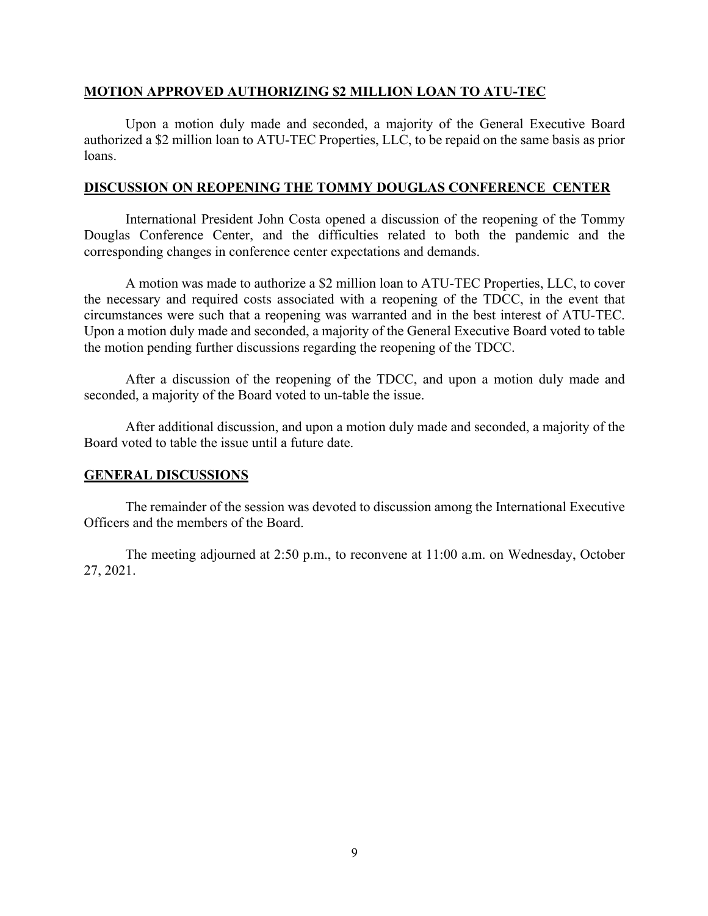## MOTION APPROVED AUTHORIZING $2 MILLION LOAN TO ATU-TEC

Upon a motion duly made and seconded, a majority of the General Executive Board authorized a $2 million loan to ATU-TEC Properties, LLC, to be repaid on the same basis as prior loans.

## DISCUSSION ON REOPENING THE TOMMY DOUGLAS CONFERENCE CENTER

International President John Costa opened a discussion of the reopening of the Tommy Douglas Conference Center, and the difficulties related to both the pandemic and the corresponding changes in conference center expectations and demands.

A motion was made to authorize a $2 million loan to ATU-TEC Properties, LLC, to cover the necessary and required costs associated with a reopening of the TDCC, in the event that circumstances were such that a reopening was warranted and in the best interest of ATU-TEC. Upon a motion duly made and seconded, a majority of the General Executive Board voted to table the motion pending further discussions regarding the reopening of the TDCC.

After a discussion of the reopening of the TDCC, and upon a motion duly made and seconded, a majority of the Board voted to un-table the issue.

After additional discussion, and upon a motion duly made and seconded, a majority of the Board voted to table the issue until a future date.

## GENERAL DISCUSSIONS

The remainder of the session was devoted to discussion among the International Executive Officers and the members of the Board.

The meeting adjourned at 2:50 p.m., to reconvene at 11:00 a.m. on Wednesday, October 27, 2021.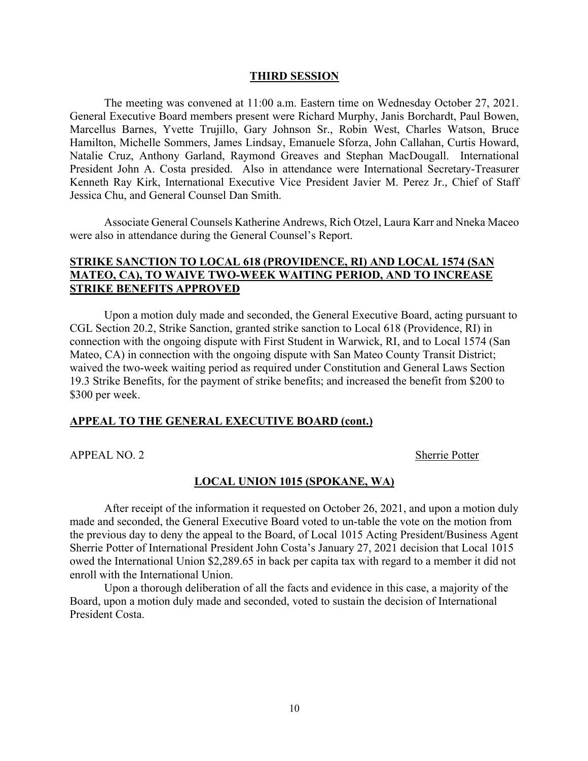## THIRD SESSION

The meeting was convened at 11:00 a.m. Eastern time on Wednesday October 27, 2021. General Executive Board members present were Richard Murphy, Janis Borchardt, Paul Bowen, Marcellus Barnes, Yvette Trujillo, Gary Johnson Sr., Robin West, Charles Watson, Bruce Hamilton, Michelle Sommers, James Lindsay, Emanuele Sforza, John Callahan, Curtis Howard, Natalie Cruz, Anthony Garland, Raymond Greaves and Stephan MacDougall. International President John A. Costa presided. Also in attendance were International Secretary-Treasurer Kenneth Ray Kirk, International Executive Vice President Javier M. Perez Jr., Chief of Staff Jessica Chu, and General Counsel Dan Smith.

Associate General Counsels Katherine Andrews, Rich Otzel, Laura Karr and Nneka Maceo were also in attendance during the General Counsel's Report.

## STRIKE SANCTION TO LOCAL 618 (PROVIDENCE, RI) AND LOCAL 1574 (SAN MATEO, CA), TO WAIVE TWO-WEEK WAITING PERIOD, AND TO INCREASE STRIKE BENEFITS APPROVED

Upon a motion duly made and seconded, the General Executive Board, acting pursuant to CGL Section 20.2, Strike Sanction, granted strike sanction to Local 618 (Providence, RI) in connection with the ongoing dispute with First Student in Warwick, RI, and to Local 1574 (San Mateo, CA) in connection with the ongoing dispute with San Mateo County Transit District; waived the two-week waiting period as required under Constitution and General Laws Section 19.3 Strike Benefits, for the payment of strike benefits; and increased the benefit from $200 to $300 per week.

## APPEAL TO THE GENERAL EXECUTIVE BOARD (cont.)

APPEAL NO. 2 Sherrie Potter

### LOCAL UNION 1015 (SPOKANE, WA)

After receipt of the information it requested on October 26, 2021, and upon a motion duly made and seconded, the General Executive Board voted to un-table the vote on the motion from the previous day to deny the appeal to the Board, of Local 1015 Acting President/Business Agent Sherrie Potter of International President John Costa's January 27, 2021 decision that Local 1015 owed the International Union $2,289.65 in back per capita tax with regard to a member it did not enroll with the International Union.

Upon a thorough deliberation of all the facts and evidence in this case, a majority of the Board, upon a motion duly made and seconded, voted to sustain the decision of International President Costa.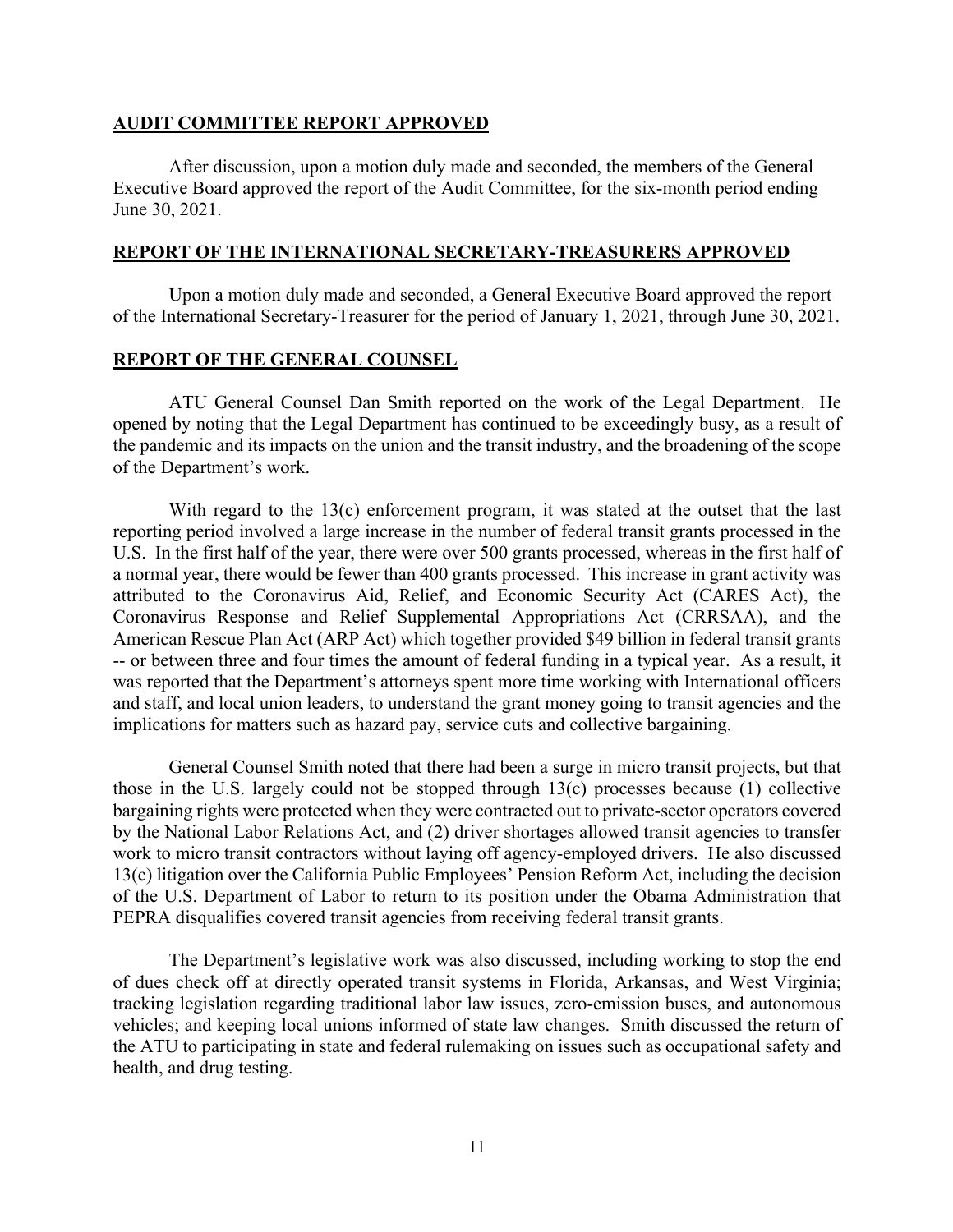## AUDIT COMMITTEE REPORT APPROVED

After discussion, upon a motion duly made and seconded, the members of the General Executive Board approved the report of the Audit Committee, for the six-month period ending June 30, 2021.

## REPORT OF THE INTERNATIONAL SECRETARY-TREASURERS APPROVED

Upon a motion duly made and seconded, a General Executive Board approved the report of the International Secretary-Treasurer for the period of January 1, 2021, through June 30, 2021.

## REPORT OF THE GENERAL COUNSEL

ATU General Counsel Dan Smith reported on the work of the Legal Department. He opened by noting that the Legal Department has continued to be exceedingly busy, as a result of the pandemic and its impacts on the union and the transit industry, and the broadening of the scope of the Department's work.

With regard to the 13(c) enforcement program, it was stated at the outset that the last reporting period involved a large increase in the number of federal transit grants processed in the U.S. In the first half of the year, there were over 500 grants processed, whereas in the first half of a normal year, there would be fewer than 400 grants processed. This increase in grant activity was attributed to the Coronavirus Aid, Relief, and Economic Security Act (CARES Act), the Coronavirus Response and Relief Supplemental Appropriations Act (CRRSAA), and the American Rescue Plan Act (ARP Act) which together provided $49 billion in federal transit grants -- or between three and four times the amount of federal funding in a typical year. As a result, it was reported that the Department's attorneys spent more time working with International officers and staff, and local union leaders, to understand the grant money going to transit agencies and the implications for matters such as hazard pay, service cuts and collective bargaining.

General Counsel Smith noted that there had been a surge in micro transit projects, but that those in the U.S. largely could not be stopped through 13(c) processes because (1) collective bargaining rights were protected when they were contracted out to private-sector operators covered by the National Labor Relations Act, and (2) driver shortages allowed transit agencies to transfer work to micro transit contractors without laying off agency-employed drivers. He also discussed 13(c) litigation over the California Public Employees' Pension Reform Act, including the decision of the U.S. Department of Labor to return to its position under the Obama Administration that PEPRA disqualifies covered transit agencies from receiving federal transit grants.

The Department's legislative work was also discussed, including working to stop the end of dues check off at directly operated transit systems in Florida, Arkansas, and West Virginia; tracking legislation regarding traditional labor law issues, zero-emission buses, and autonomous vehicles; and keeping local unions informed of state law changes. Smith discussed the return of the ATU to participating in state and federal rulemaking on issues such as occupational safety and health, and drug testing.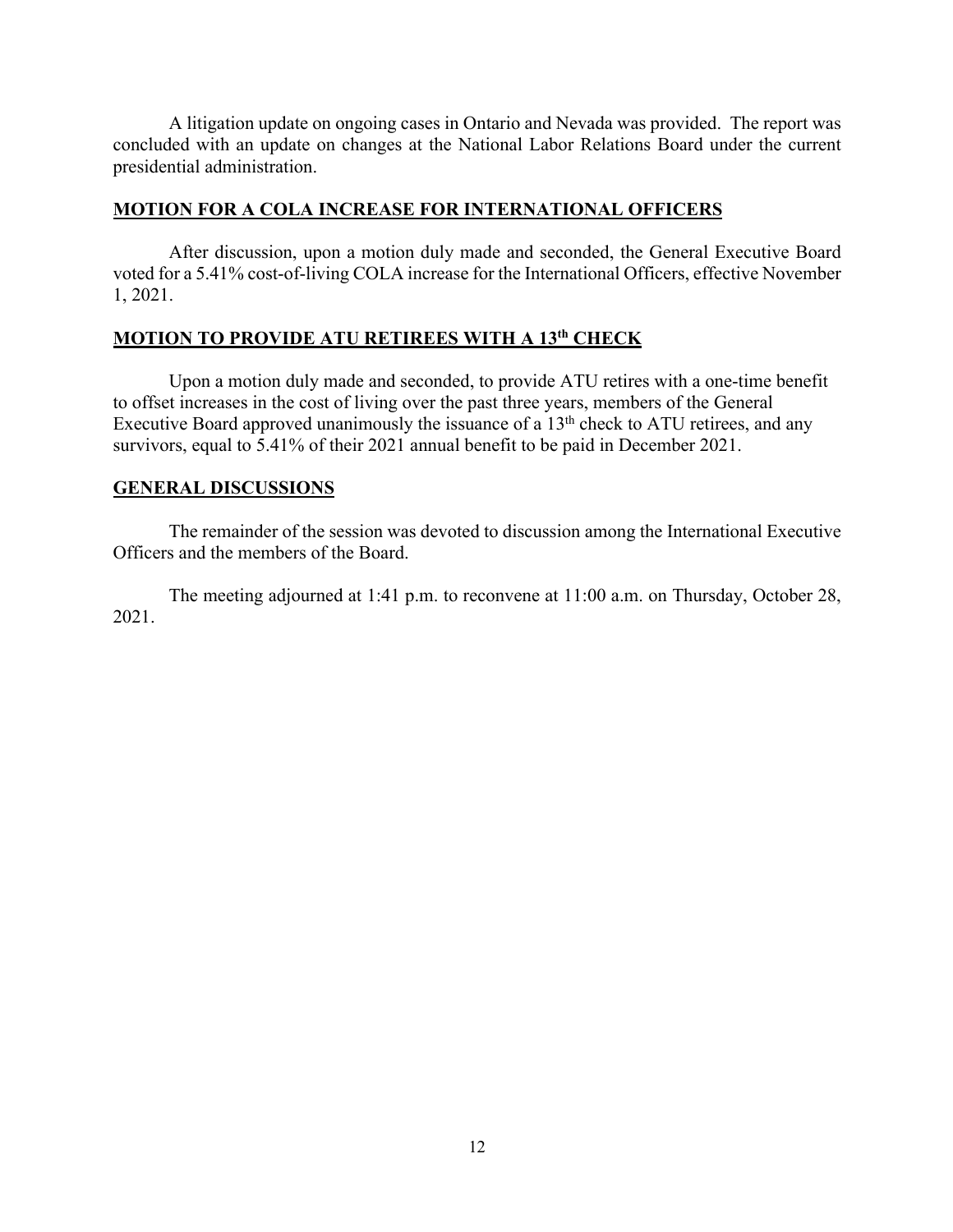A litigation update on ongoing cases in Ontario and Nevada was provided. The report was concluded with an update on changes at the National Labor Relations Board under the current presidential administration.

## MOTION FOR A COLA INCREASE FOR INTERNATIONAL OFFICERS

After discussion, upon a motion duly made and seconded, the General Executive Board voted for a 5.41% cost-of-living COLA increase for the International Officers, effective November 1, 2021.

## MOTION TO PROVIDE ATU RETIREES WITH A 13th CHECK

Upon a motion duly made and seconded, to provide ATU retires with a one-time benefit to offset increases in the cost of living over the past three years, members of the General Executive Board approved unanimously the issuance of a 13th check to ATU retirees, and any survivors, equal to 5.41% of their 2021 annual benefit to be paid in December 2021.

## GENERAL DISCUSSIONS

The remainder of the session was devoted to discussion among the International Executive Officers and the members of the Board.

The meeting adjourned at 1:41 p.m. to reconvene at 11:00 a.m. on Thursday, October 28, 2021.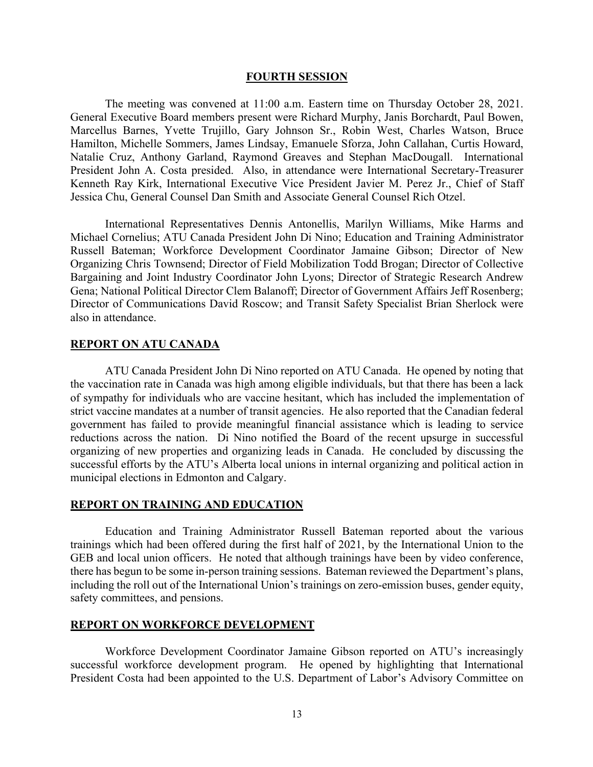## FOURTH SESSION

The meeting was convened at 11:00 a.m. Eastern time on Thursday October 28, 2021. General Executive Board members present were Richard Murphy, Janis Borchardt, Paul Bowen, Marcellus Barnes, Yvette Trujillo, Gary Johnson Sr., Robin West, Charles Watson, Bruce Hamilton, Michelle Sommers, James Lindsay, Emanuele Sforza, John Callahan, Curtis Howard, Natalie Cruz, Anthony Garland, Raymond Greaves and Stephan MacDougall. International President John A. Costa presided. Also, in attendance were International Secretary-Treasurer Kenneth Ray Kirk, International Executive Vice President Javier M. Perez Jr., Chief of Staff Jessica Chu, General Counsel Dan Smith and Associate General Counsel Rich Otzel.

International Representatives Dennis Antonellis, Marilyn Williams, Mike Harms and Michael Cornelius; ATU Canada President John Di Nino; Education and Training Administrator Russell Bateman; Workforce Development Coordinator Jamaine Gibson; Director of New Organizing Chris Townsend; Director of Field Mobilization Todd Brogan; Director of Collective Bargaining and Joint Industry Coordinator John Lyons; Director of Strategic Research Andrew Gena; National Political Director Clem Balanoff; Director of Government Affairs Jeff Rosenberg; Director of Communications David Roscow; and Transit Safety Specialist Brian Sherlock were also in attendance.

## REPORT ON ATU CANADA

ATU Canada President John Di Nino reported on ATU Canada. He opened by noting that the vaccination rate in Canada was high among eligible individuals, but that there has been a lack of sympathy for individuals who are vaccine hesitant, which has included the implementation of strict vaccine mandates at a number of transit agencies. He also reported that the Canadian federal government has failed to provide meaningful financial assistance which is leading to service reductions across the nation. Di Nino notified the Board of the recent upsurge in successful organizing of new properties and organizing leads in Canada. He concluded by discussing the successful efforts by the ATU's Alberta local unions in internal organizing and political action in municipal elections in Edmonton and Calgary.

## REPORT ON TRAINING AND EDUCATION

Education and Training Administrator Russell Bateman reported about the various trainings which had been offered during the first half of 2021, by the International Union to the GEB and local union officers. He noted that although trainings have been by video conference, there has begun to be some in-person training sessions. Bateman reviewed the Department's plans, including the roll out of the International Union's trainings on zero-emission buses, gender equity, safety committees, and pensions.

## REPORT ON WORKFORCE DEVELOPMENT

Workforce Development Coordinator Jamaine Gibson reported on ATU's increasingly successful workforce development program. He opened by highlighting that International President Costa had been appointed to the U.S. Department of Labor's Advisory Committee on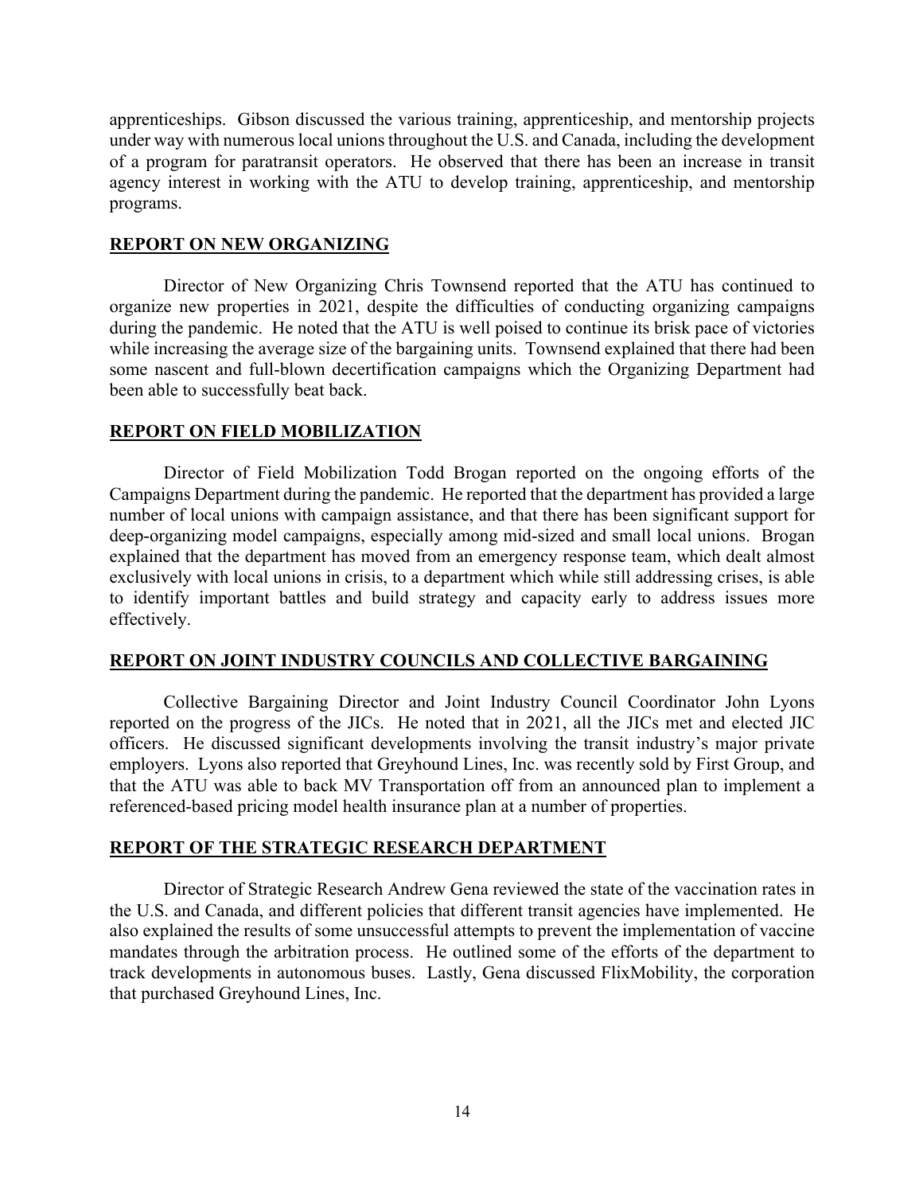apprenticeships. Gibson discussed the various training, apprenticeship, and mentorship projects under way with numerous local unions throughout the U.S. and Canada, including the development of a program for paratransit operators. He observed that there has been an increase in transit agency interest in working with the ATU to develop training, apprenticeship, and mentorship programs.

## REPORT ON NEW ORGANIZING

Director of New Organizing Chris Townsend reported that the ATU has continued to organize new properties in 2021, despite the difficulties of conducting organizing campaigns during the pandemic. He noted that the ATU is well poised to continue its brisk pace of victories while increasing the average size of the bargaining units. Townsend explained that there had been some nascent and full-blown decertification campaigns which the Organizing Department had been able to successfully beat back.

## REPORT ON FIELD MOBILIZATION

Director of Field Mobilization Todd Brogan reported on the ongoing efforts of the Campaigns Department during the pandemic. He reported that the department has provided a large number of local unions with campaign assistance, and that there has been significant support for deep-organizing model campaigns, especially among mid-sized and small local unions. Brogan explained that the department has moved from an emergency response team, which dealt almost exclusively with local unions in crisis, to a department which while still addressing crises, is able to identify important battles and build strategy and capacity early to address issues more effectively.

## REPORT ON JOINT INDUSTRY COUNCILS AND COLLECTIVE BARGAINING

Collective Bargaining Director and Joint Industry Council Coordinator John Lyons reported on the progress of the JICs. He noted that in 2021, all the JICs met and elected JIC officers. He discussed significant developments involving the transit industry's major private employers. Lyons also reported that Greyhound Lines, Inc. was recently sold by First Group, and that the ATU was able to back MV Transportation off from an announced plan to implement a referenced-based pricing model health insurance plan at a number of properties.

## REPORT OF THE STRATEGIC RESEARCH DEPARTMENT

Director of Strategic Research Andrew Gena reviewed the state of the vaccination rates in the U.S. and Canada, and different policies that different transit agencies have implemented. He also explained the results of some unsuccessful attempts to prevent the implementation of vaccine mandates through the arbitration process. He outlined some of the efforts of the department to track developments in autonomous buses. Lastly, Gena discussed FlixMobility, the corporation that purchased Greyhound Lines, Inc.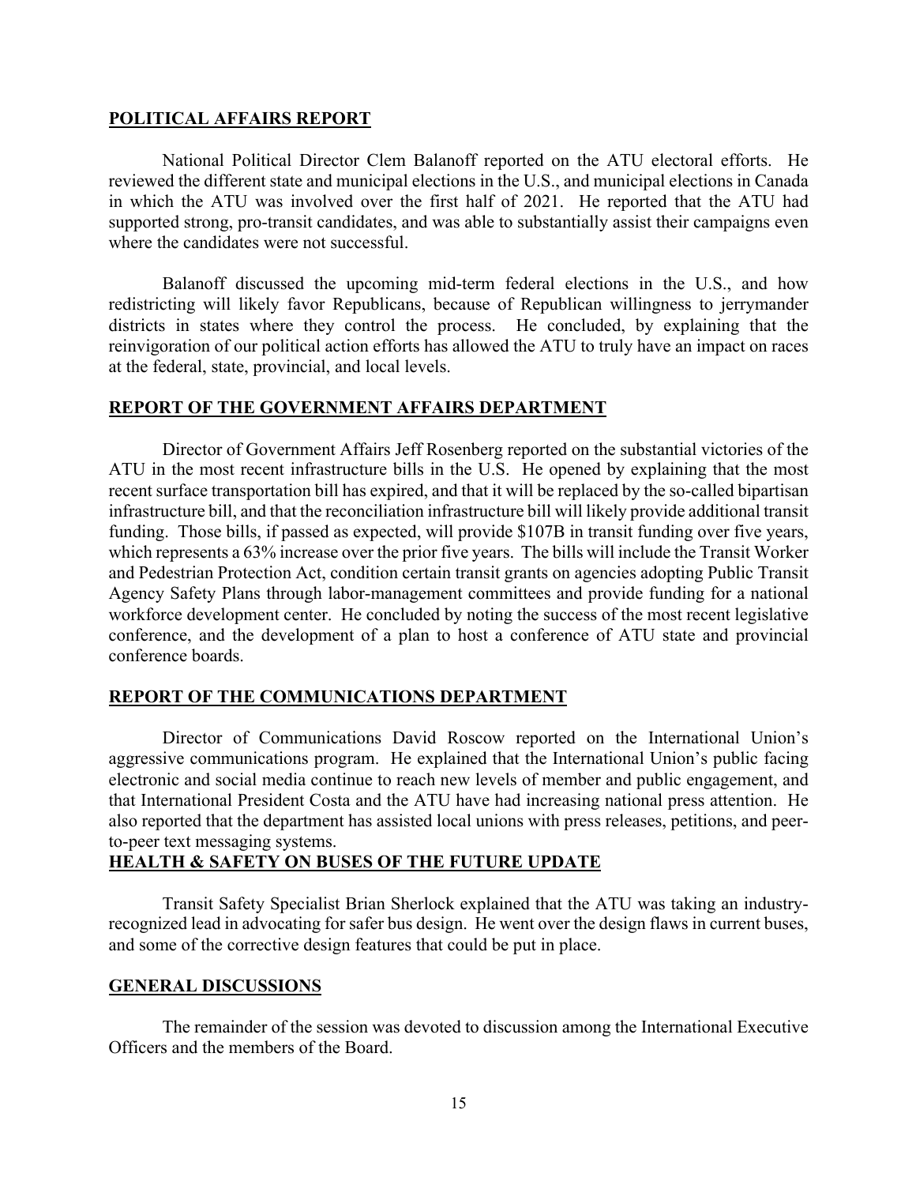## POLITICAL AFFAIRS REPORT

National Political Director Clem Balanoff reported on the ATU electoral efforts. He reviewed the different state and municipal elections in the U.S., and municipal elections in Canada in which the ATU was involved over the first half of 2021. He reported that the ATU had supported strong, pro-transit candidates, and was able to substantially assist their campaigns even where the candidates were not successful.

Balanoff discussed the upcoming mid-term federal elections in the U.S., and how redistricting will likely favor Republicans, because of Republican willingness to jerrymander districts in states where they control the process. He concluded, by explaining that the reinvigoration of our political action efforts has allowed the ATU to truly have an impact on races at the federal, state, provincial, and local levels.

## REPORT OF THE GOVERNMENT AFFAIRS DEPARTMENT

Director of Government Affairs Jeff Rosenberg reported on the substantial victories of the ATU in the most recent infrastructure bills in the U.S. He opened by explaining that the most recent surface transportation bill has expired, and that it will be replaced by the so-called bipartisan infrastructure bill, and that the reconciliation infrastructure bill will likely provide additional transit funding. Those bills, if passed as expected, will provide $107B in transit funding over five years, which represents a 63% increase over the prior five years. The bills will include the Transit Worker and Pedestrian Protection Act, condition certain transit grants on agencies adopting Public Transit Agency Safety Plans through labor-management committees and provide funding for a national workforce development center. He concluded by noting the success of the most recent legislative conference, and the development of a plan to host a conference of ATU state and provincial conference boards.

## REPORT OF THE COMMUNICATIONS DEPARTMENT

Director of Communications David Roscow reported on the International Union's aggressive communications program. He explained that the International Union's public facing electronic and social media continue to reach new levels of member and public engagement, and that International President Costa and the ATU have had increasing national press attention. He also reported that the department has assisted local unions with press releases, petitions, and peer-to-peer text messaging systems.

## HEALTH & SAFETY ON BUSES OF THE FUTURE UPDATE

Transit Safety Specialist Brian Sherlock explained that the ATU was taking an industry-recognized lead in advocating for safer bus design. He went over the design flaws in current buses, and some of the corrective design features that could be put in place.

## GENERAL DISCUSSIONS

The remainder of the session was devoted to discussion among the International Executive Officers and the members of the Board.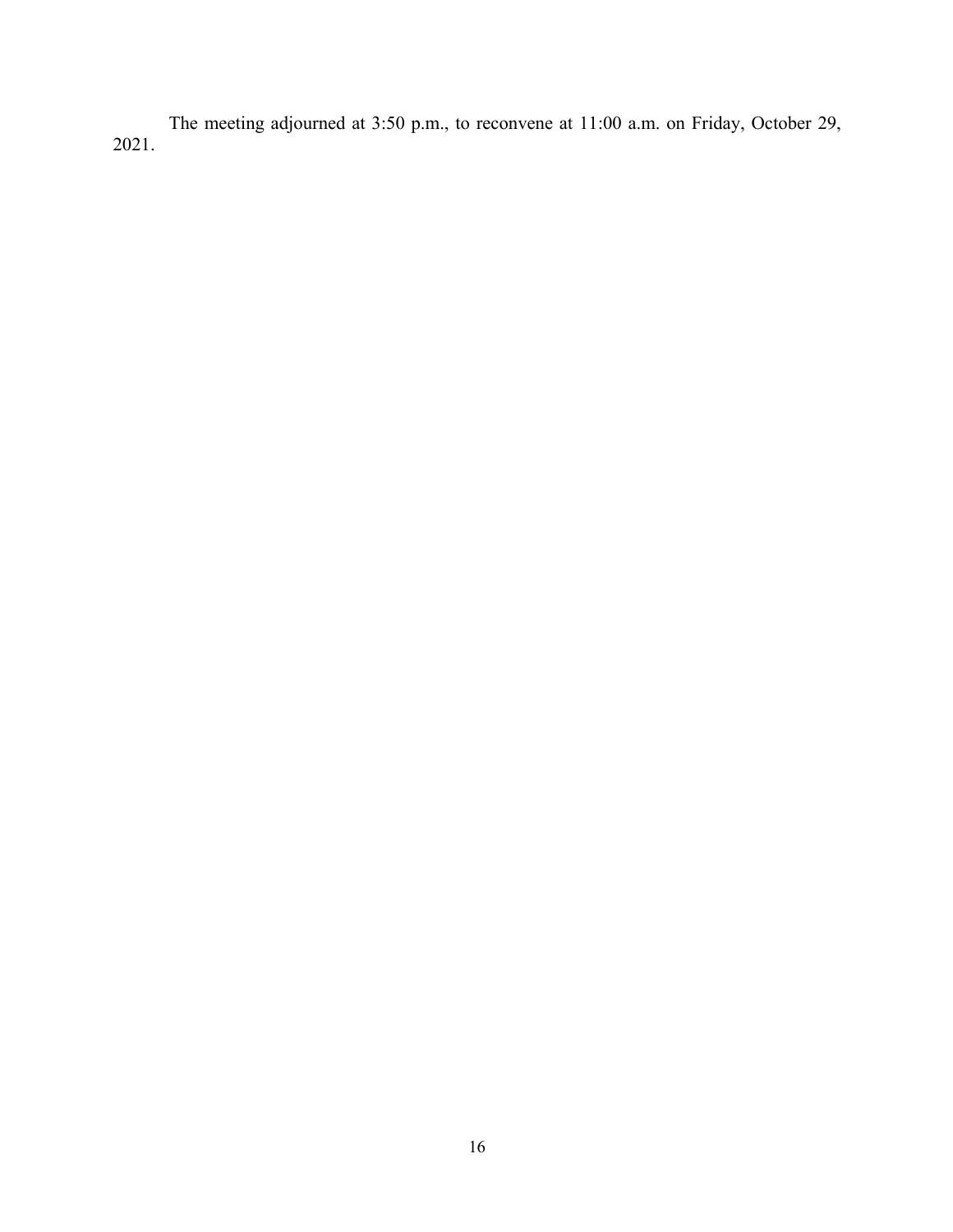The meeting adjourned at 3:50 p.m., to reconvene at 11:00 a.m. on Friday, October 29, 2021.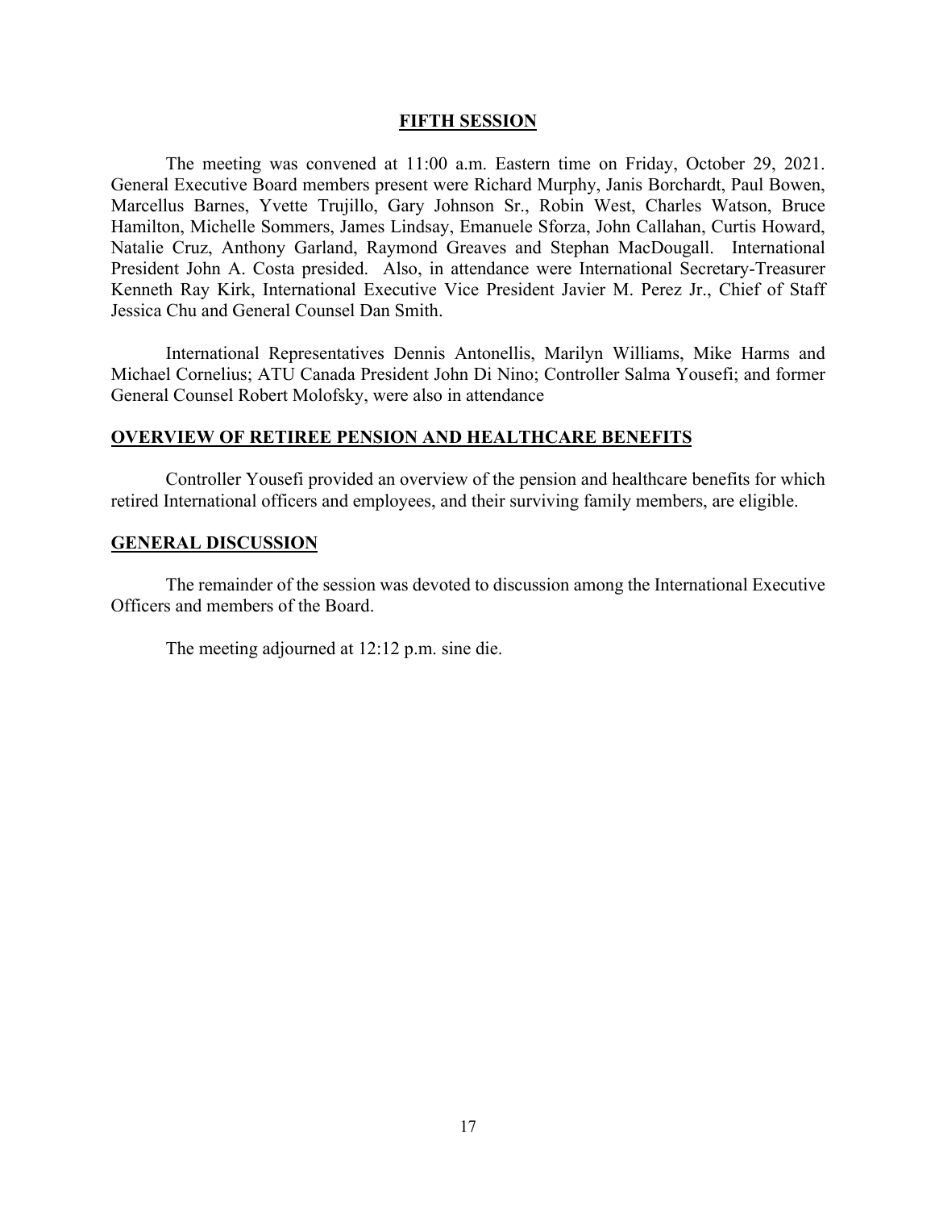## FIFTH SESSION

The meeting was convened at 11:00 a.m. Eastern time on Friday, October 29, 2021. General Executive Board members present were Richard Murphy, Janis Borchardt, Paul Bowen, Marcellus Barnes, Yvette Trujillo, Gary Johnson Sr., Robin West, Charles Watson, Bruce Hamilton, Michelle Sommers, James Lindsay, Emanuele Sforza, John Callahan, Curtis Howard, Natalie Cruz, Anthony Garland, Raymond Greaves and Stephan MacDougall. International President John A. Costa presided. Also, in attendance were International Secretary-Treasurer Kenneth Ray Kirk, International Executive Vice President Javier M. Perez Jr., Chief of Staff Jessica Chu and General Counsel Dan Smith.

International Representatives Dennis Antonellis, Marilyn Williams, Mike Harms and Michael Cornelius; ATU Canada President John Di Nino; Controller Salma Yousefi; and former General Counsel Robert Molofsky, were also in attendance

## OVERVIEW OF RETIREE PENSION AND HEALTHCARE BENEFITS

Controller Yousefi provided an overview of the pension and healthcare benefits for which retired International officers and employees, and their surviving family members, are eligible.

## GENERAL DISCUSSION

The remainder of the session was devoted to discussion among the International Executive Officers and members of the Board.

The meeting adjourned at 12:12 p.m. sine die.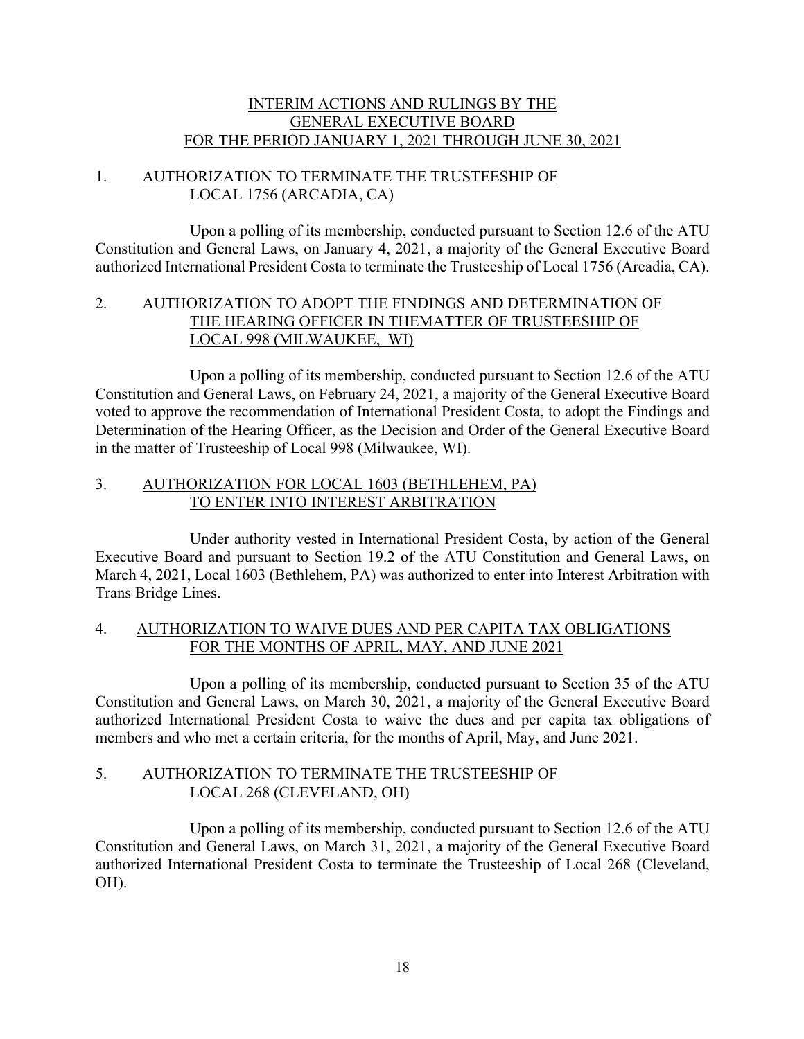# INTERIM ACTIONS AND RULINGS BY THE GENERAL EXECUTIVE BOARD FOR THE PERIOD JANUARY 1, 2021 THROUGH JUNE 30, 2021

## 1. AUTHORIZATION TO TERMINATE THE TRUSTEESHIP OF LOCAL 1756 (ARCADIA, CA)

Upon a polling of its membership, conducted pursuant to Section 12.6 of the ATU Constitution and General Laws, on January 4, 2021, a majority of the General Executive Board authorized International President Costa to terminate the Trusteeship of Local 1756 (Arcadia, CA).

## 2. AUTHORIZATION TO ADOPT THE FINDINGS AND DETERMINATION OF THE HEARING OFFICER IN THEMATTER OF TRUSTEESHIP OF LOCAL 998 (MILWAUKEE, WI)

Upon a polling of its membership, conducted pursuant to Section 12.6 of the ATU Constitution and General Laws, on February 24, 2021, a majority of the General Executive Board voted to approve the recommendation of International President Costa, to adopt the Findings and Determination of the Hearing Officer, as the Decision and Order of the General Executive Board in the matter of Trusteeship of Local 998 (Milwaukee, WI).

## 3. AUTHORIZATION FOR LOCAL 1603 (BETHLEHEM, PA) TO ENTER INTO INTEREST ARBITRATION

Under authority vested in International President Costa, by action of the General Executive Board and pursuant to Section 19.2 of the ATU Constitution and General Laws, on March 4, 2021, Local 1603 (Bethlehem, PA) was authorized to enter into Interest Arbitration with Trans Bridge Lines.

## 4. AUTHORIZATION TO WAIVE DUES AND PER CAPITA TAX OBLIGATIONS FOR THE MONTHS OF APRIL, MAY, AND JUNE 2021

Upon a polling of its membership, conducted pursuant to Section 35 of the ATU Constitution and General Laws, on March 30, 2021, a majority of the General Executive Board authorized International President Costa to waive the dues and per capita tax obligations of members and who met a certain criteria, for the months of April, May, and June 2021.

## 5. AUTHORIZATION TO TERMINATE THE TRUSTEESHIP OF LOCAL 268 (CLEVELAND, OH)

Upon a polling of its membership, conducted pursuant to Section 12.6 of the ATU Constitution and General Laws, on March 31, 2021, a majority of the General Executive Board authorized International President Costa to terminate the Trusteeship of Local 268 (Cleveland, OH).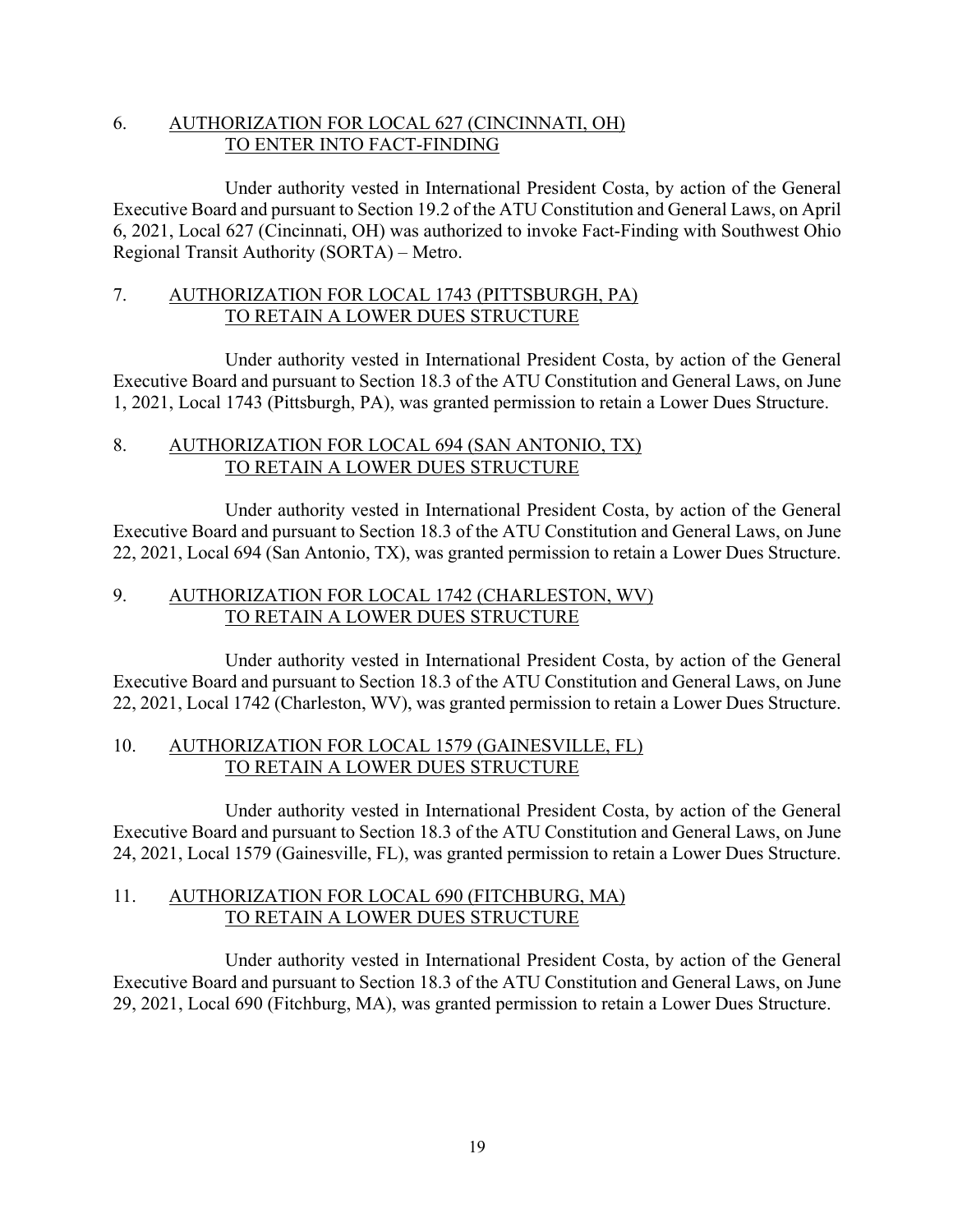6. <u>AUTHORIZATION FOR LOCAL 627 (CINCINNATI, OH) TO ENTER INTO FACT-FINDING</u>

Under authority vested in International President Costa, by action of the General Executive Board and pursuant to Section 19.2 of the ATU Constitution and General Laws, on April 6, 2021, Local 627 (Cincinnati, OH) was authorized to invoke Fact-Finding with Southwest Ohio Regional Transit Authority (SORTA) – Metro.

7. <u>AUTHORIZATION FOR LOCAL 1743 (PITTSBURGH, PA) TO RETAIN A LOWER DUES STRUCTURE</u>

Under authority vested in International President Costa, by action of the General Executive Board and pursuant to Section 18.3 of the ATU Constitution and General Laws, on June 1, 2021, Local 1743 (Pittsburgh, PA), was granted permission to retain a Lower Dues Structure.

8. <u>AUTHORIZATION FOR LOCAL 694 (SAN ANTONIO, TX) TO RETAIN A LOWER DUES STRUCTURE</u>

Under authority vested in International President Costa, by action of the General Executive Board and pursuant to Section 18.3 of the ATU Constitution and General Laws, on June 22, 2021, Local 694 (San Antonio, TX), was granted permission to retain a Lower Dues Structure.

9. <u>AUTHORIZATION FOR LOCAL 1742 (CHARLESTON, WV) TO RETAIN A LOWER DUES STRUCTURE</u>

Under authority vested in International President Costa, by action of the General Executive Board and pursuant to Section 18.3 of the ATU Constitution and General Laws, on June 22, 2021, Local 1742 (Charleston, WV), was granted permission to retain a Lower Dues Structure.

10. <u>AUTHORIZATION FOR LOCAL 1579 (GAINESVILLE, FL) TO RETAIN A LOWER DUES STRUCTURE</u>

Under authority vested in International President Costa, by action of the General Executive Board and pursuant to Section 18.3 of the ATU Constitution and General Laws, on June 24, 2021, Local 1579 (Gainesville, FL), was granted permission to retain a Lower Dues Structure.

11. <u>AUTHORIZATION FOR LOCAL 690 (FITCHBURG, MA) TO RETAIN A LOWER DUES STRUCTURE</u>

Under authority vested in International President Costa, by action of the General Executive Board and pursuant to Section 18.3 of the ATU Constitution and General Laws, on June 29, 2021, Local 690 (Fitchburg, MA), was granted permission to retain a Lower Dues Structure.